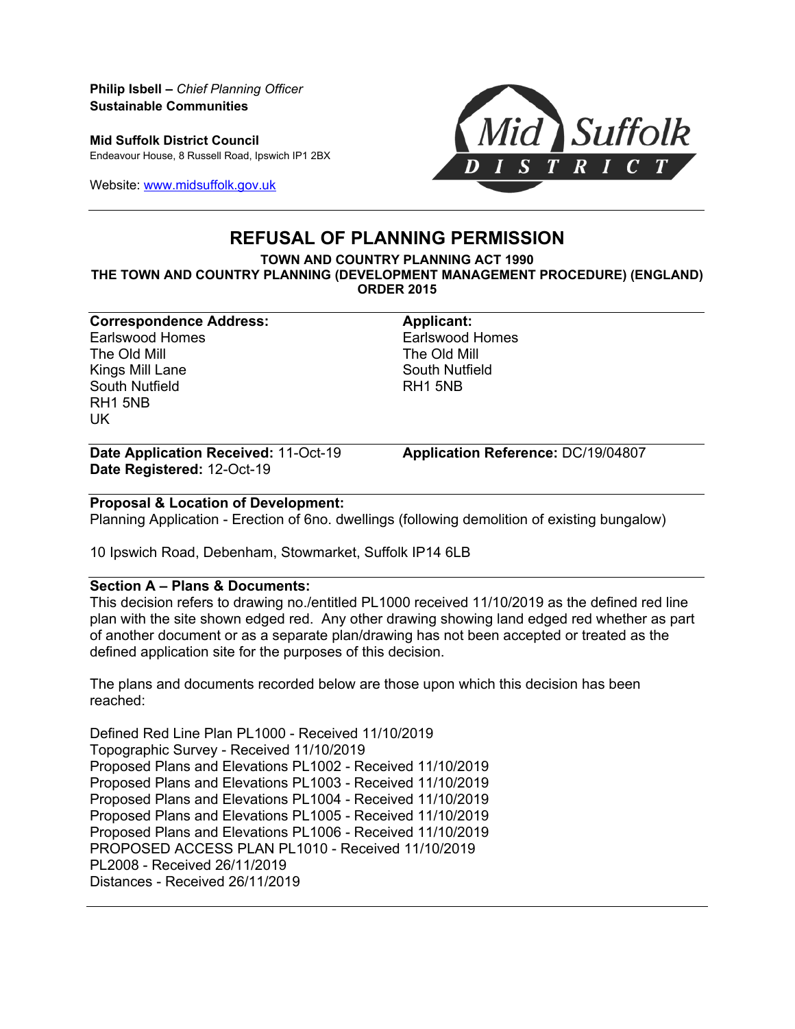**Philip Isbell** – *Chief Planning Officer*
**Sustainable Communities**

**Mid Suffolk District Council**
Endeavour House, 8 Russell Road, Ipswich IP1 2BX

Website: www.midsuffolk.gov.uk

# REFUSAL OF PLANNING PERMISSION

**TOWN AND COUNTRY PLANNING ACT 1990**
**THE TOWN AND COUNTRY PLANNING (DEVELOPMENT MANAGEMENT PROCEDURE) (ENGLAND) ORDER 2015**

**Correspondence Address:**
Earlswood Homes
The Old Mill
Kings Mill Lane
South Nutfield
RH1 5NB
UK

**Applicant:**
Earlswood Homes
The Old Mill
South Nutfield
RH1 5NB

**Date Application Received:** 11-Oct-19
**Date Registered:** 12-Oct-19

**Application Reference:** DC/19/04807

**Proposal & Location of Development:**
Planning Application - Erection of 6no. dwellings (following demolition of existing bungalow)

10 Ipswich Road, Debenham, Stowmarket, Suffolk IP14 6LB

**Section A – Plans & Documents:**
This decision refers to drawing no./entitled PL1000 received 11/10/2019 as the defined red line plan with the site shown edged red. Any other drawing showing land edged red whether as part of another document or as a separate plan/drawing has not been accepted or treated as the defined application site for the purposes of this decision.

The plans and documents recorded below are those upon which this decision has been reached:

Defined Red Line Plan PL1000 - Received 11/10/2019
Topographic Survey - Received 11/10/2019
Proposed Plans and Elevations PL1002 - Received 11/10/2019
Proposed Plans and Elevations PL1003 - Received 11/10/2019
Proposed Plans and Elevations PL1004 - Received 11/10/2019
Proposed Plans and Elevations PL1005 - Received 11/10/2019
Proposed Plans and Elevations PL1006 - Received 11/10/2019
PROPOSED ACCESS PLAN PL1010 - Received 11/10/2019
PL2008 - Received 26/11/2019
Distances - Received 26/11/2019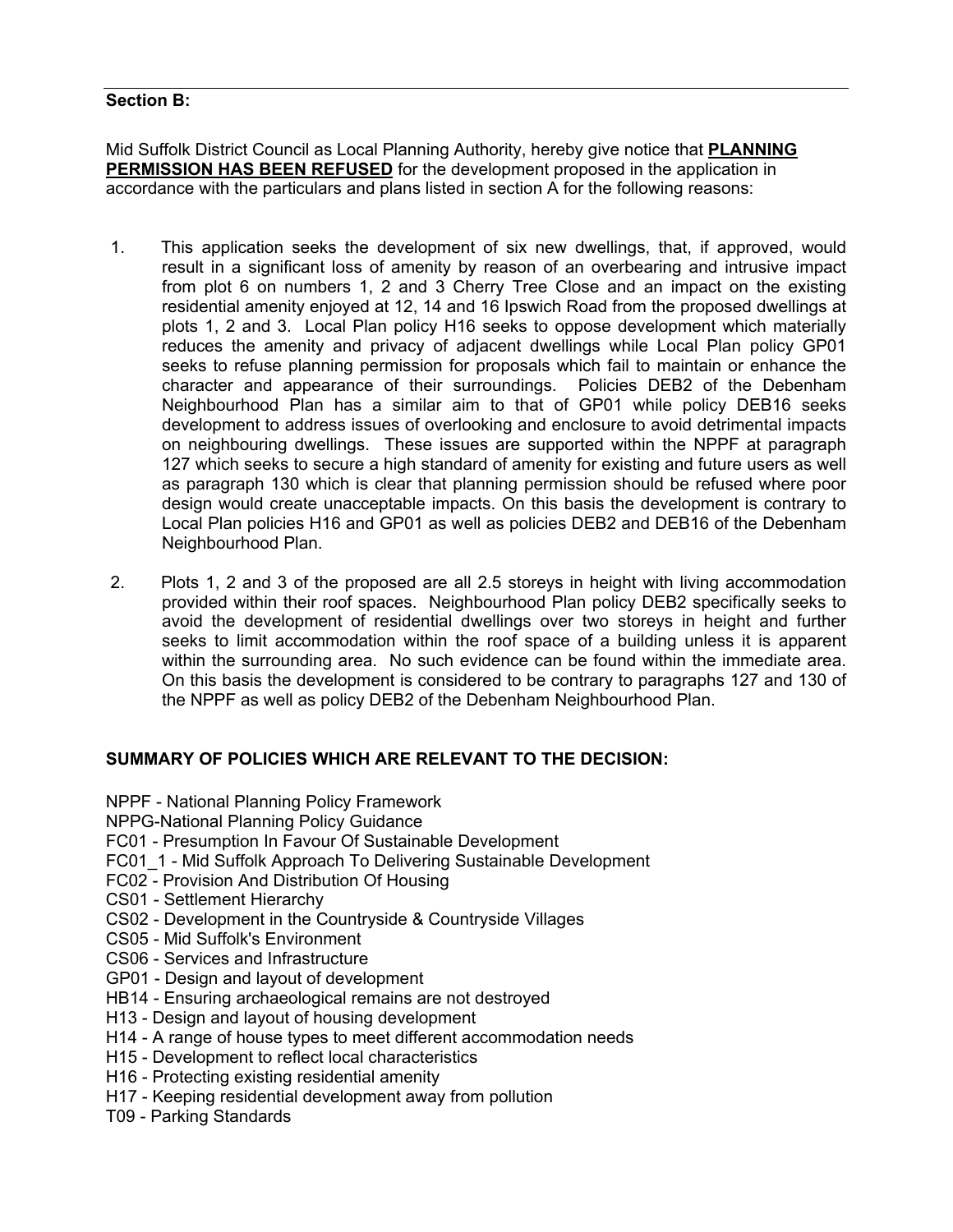**Section B:**

Mid Suffolk District Council as Local Planning Authority, hereby give notice that **PLANNING PERMISSION HAS BEEN REFUSED** for the development proposed in the application in accordance with the particulars and plans listed in section A for the following reasons:

1. This application seeks the development of six new dwellings, that, if approved, would result in a significant loss of amenity by reason of an overbearing and intrusive impact from plot 6 on numbers 1, 2 and 3 Cherry Tree Close and an impact on the existing residential amenity enjoyed at 12, 14 and 16 Ipswich Road from the proposed dwellings at plots 1, 2 and 3. Local Plan policy H16 seeks to oppose development which materially reduces the amenity and privacy of adjacent dwellings while Local Plan policy GP01 seeks to refuse planning permission for proposals which fail to maintain or enhance the character and appearance of their surroundings. Policies DEB2 of the Debenham Neighbourhood Plan has a similar aim to that of GP01 while policy DEB16 seeks development to address issues of overlooking and enclosure to avoid detrimental impacts on neighbouring dwellings. These issues are supported within the NPPF at paragraph 127 which seeks to secure a high standard of amenity for existing and future users as well as paragraph 130 which is clear that planning permission should be refused where poor design would create unacceptable impacts. On this basis the development is contrary to Local Plan policies H16 and GP01 as well as policies DEB2 and DEB16 of the Debenham Neighbourhood Plan.

2. Plots 1, 2 and 3 of the proposed are all 2.5 storeys in height with living accommodation provided within their roof spaces. Neighbourhood Plan policy DEB2 specifically seeks to avoid the development of residential dwellings over two storeys in height and further seeks to limit accommodation within the roof space of a building unless it is apparent within the surrounding area. No such evidence can be found within the immediate area. On this basis the development is considered to be contrary to paragraphs 127 and 130 of the NPPF as well as policy DEB2 of the Debenham Neighbourhood Plan.

**SUMMARY OF POLICIES WHICH ARE RELEVANT TO THE DECISION:**

NPPF - National Planning Policy Framework
NPPG-National Planning Policy Guidance
FC01 - Presumption In Favour Of Sustainable Development
FC01_1 - Mid Suffolk Approach To Delivering Sustainable Development
FC02 - Provision And Distribution Of Housing
CS01 - Settlement Hierarchy
CS02 - Development in the Countryside & Countryside Villages
CS05 - Mid Suffolk's Environment
CS06 - Services and Infrastructure
GP01 - Design and layout of development
HB14 - Ensuring archaeological remains are not destroyed
H13 - Design and layout of housing development
H14 - A range of house types to meet different accommodation needs
H15 - Development to reflect local characteristics
H16 - Protecting existing residential amenity
H17 - Keeping residential development away from pollution
T09 - Parking Standards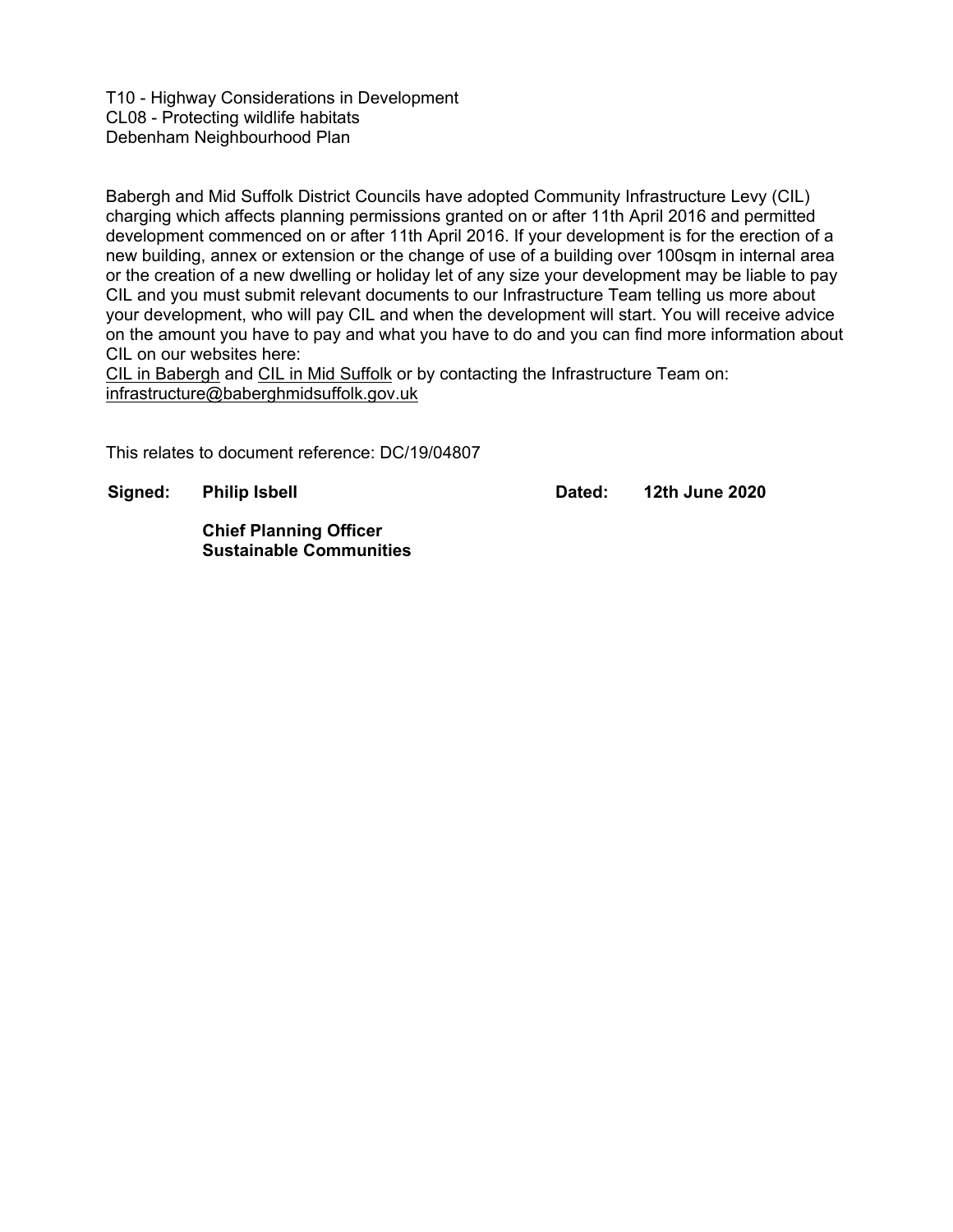T10 - Highway Considerations in Development
CL08 - Protecting wildlife habitats
Debenham Neighbourhood Plan

Babergh and Mid Suffolk District Councils have adopted Community Infrastructure Levy (CIL) charging which affects planning permissions granted on or after 11th April 2016 and permitted development commenced on or after 11th April 2016. If your development is for the erection of a new building, annex or extension or the change of use of a building over 100sqm in internal area or the creation of a new dwelling or holiday let of any size your development may be liable to pay CIL and you must submit relevant documents to our Infrastructure Team telling us more about your development, who will pay CIL and when the development will start. You will receive advice on the amount you have to pay and what you have to do and you can find more information about CIL on our websites here:
CIL in Babergh and CIL in Mid Suffolk or by contacting the Infrastructure Team on: infrastructure@baberghmidsuffolk.gov.uk

This relates to document reference: DC/19/04807

**Signed:** **Philip Isbell** **Dated:** **12th June 2020**

**Chief Planning Officer**
**Sustainable Communities**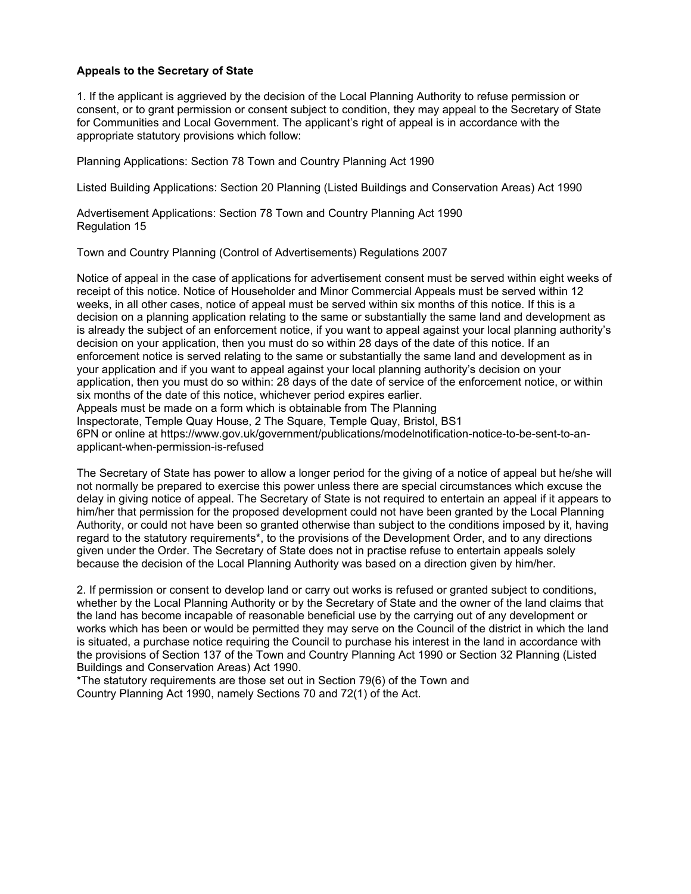**Appeals to the Secretary of State**

1. If the applicant is aggrieved by the decision of the Local Planning Authority to refuse permission or consent, or to grant permission or consent subject to condition, they may appeal to the Secretary of State for Communities and Local Government. The applicant's right of appeal is in accordance with the appropriate statutory provisions which follow:

Planning Applications: Section 78 Town and Country Planning Act 1990

Listed Building Applications: Section 20 Planning (Listed Buildings and Conservation Areas) Act 1990

Advertisement Applications: Section 78 Town and Country Planning Act 1990
Regulation 15

Town and Country Planning (Control of Advertisements) Regulations 2007

Notice of appeal in the case of applications for advertisement consent must be served within eight weeks of receipt of this notice. Notice of Householder and Minor Commercial Appeals must be served within 12 weeks, in all other cases, notice of appeal must be served within six months of this notice. If this is a decision on a planning application relating to the same or substantially the same land and development as is already the subject of an enforcement notice, if you want to appeal against your local planning authority's decision on your application, then you must do so within 28 days of the date of this notice. If an enforcement notice is served relating to the same or substantially the same land and development as in your application and if you want to appeal against your local planning authority's decision on your application, then you must do so within: 28 days of the date of service of the enforcement notice, or within six months of the date of this notice, whichever period expires earlier.
Appeals must be made on a form which is obtainable from The Planning Inspectorate, Temple Quay House, 2 The Square, Temple Quay, Bristol, BS1 6PN or online at https://www.gov.uk/government/publications/modelnotification-notice-to-be-sent-to-an-applicant-when-permission-is-refused

The Secretary of State has power to allow a longer period for the giving of a notice of appeal but he/she will not normally be prepared to exercise this power unless there are special circumstances which excuse the delay in giving notice of appeal. The Secretary of State is not required to entertain an appeal if it appears to him/her that permission for the proposed development could not have been granted by the Local Planning Authority, or could not have been so granted otherwise than subject to the conditions imposed by it, having regard to the statutory requirements*, to the provisions of the Development Order, and to any directions given under the Order. The Secretary of State does not in practise refuse to entertain appeals solely because the decision of the Local Planning Authority was based on a direction given by him/her.

2. If permission or consent to develop land or carry out works is refused or granted subject to conditions, whether by the Local Planning Authority or by the Secretary of State and the owner of the land claims that the land has become incapable of reasonable beneficial use by the carrying out of any development or works which has been or would be permitted they may serve on the Council of the district in which the land is situated, a purchase notice requiring the Council to purchase his interest in the land in accordance with the provisions of Section 137 of the Town and Country Planning Act 1990 or Section 32 Planning (Listed Buildings and Conservation Areas) Act 1990.

*The statutory requirements are those set out in Section 79(6) of the Town and Country Planning Act 1990, namely Sections 70 and 72(1) of the Act.